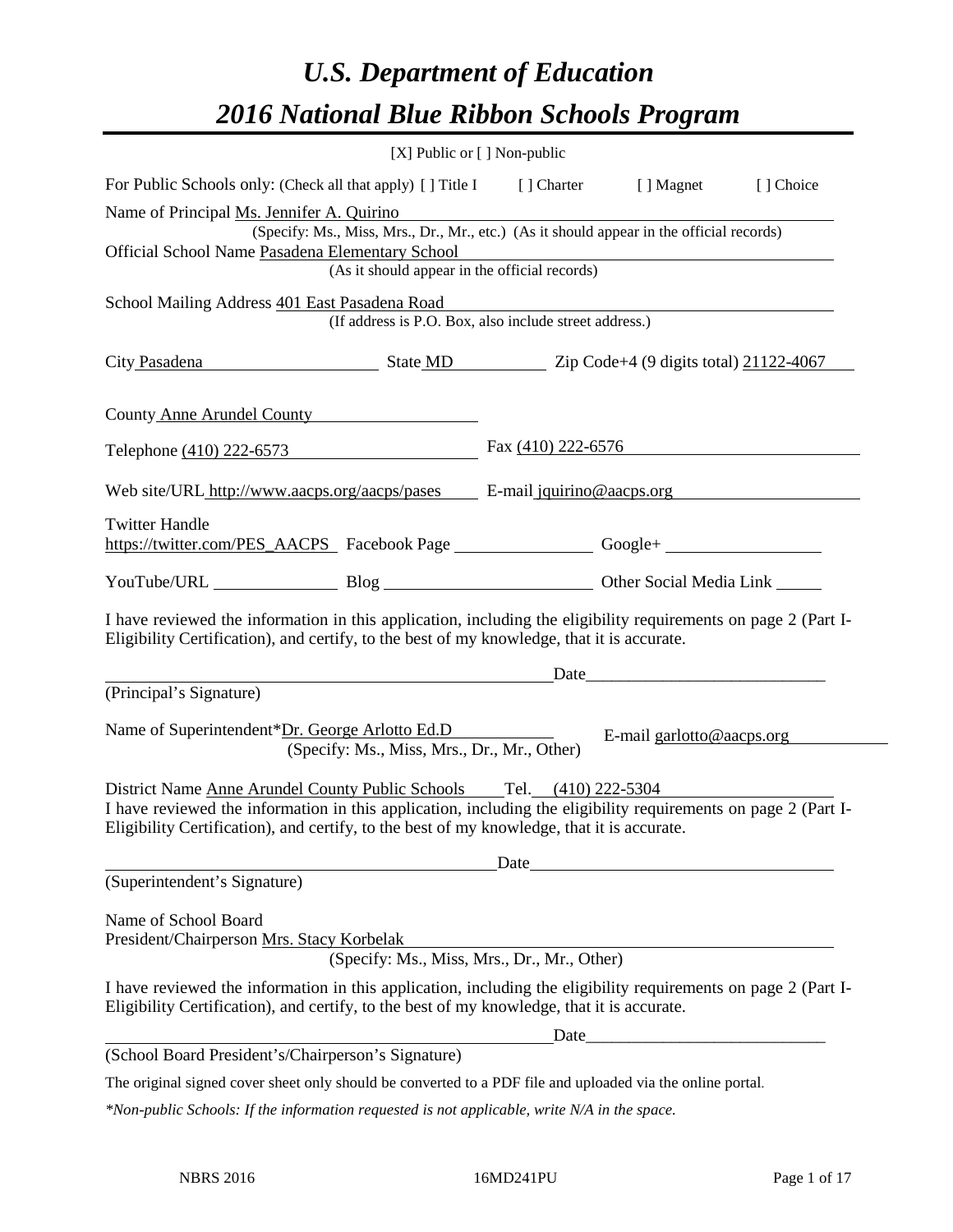# *U.S. Department of Education*

# *2016 National Blue Ribbon Schools Program*

[X] Public or [ ] Non-public

For Public Schools only: (Check all that apply) [ ] Title I [ ] Charter [ ] Magnet [ ] Choice

Name of Principal Ms. Jennifer A. Quirino
(Specify: Ms., Miss, Mrs., Dr., Mr., etc.) (As it should appear in the official records)

Official School Name Pasadena Elementary School
(As it should appear in the official records)

School Mailing Address 401 East Pasadena Road
(If address is P.O. Box, also include street address.)

City Pasadena State MD Zip Code+4 (9 digits total) 21122-4067

County Anne Arundel County

Telephone (410) 222-6573 Fax (410) 222-6576

Web site/URL http://www.aacps.org/aacps/pases E-mail jquirino@aacps.org

Twitter Handle
https://twitter.com/PES_AACPS Facebook Page ______ Google+ ______

YouTube/URL ______ Blog ______ Other Social Media Link ______

I have reviewed the information in this application, including the eligibility requirements on page 2 (Part I-Eligibility Certification), and certify, to the best of my knowledge, that it is accurate.

_______________________________ Date_______________________
(Principal's Signature)

Name of Superintendent*Dr. George Arlotto Ed.D E-mail garlotto@aacps.org
(Specify: Ms., Miss, Mrs., Dr., Mr., Other)

District Name Anne Arundel County Public Schools Tel. (410) 222-5304

I have reviewed the information in this application, including the eligibility requirements on page 2 (Part I-Eligibility Certification), and certify, to the best of my knowledge, that it is accurate.

_______________________________ Date_______________________
(Superintendent's Signature)

Name of School Board
President/Chairperson Mrs. Stacy Korbelak
(Specify: Ms., Miss, Mrs., Dr., Mr., Other)

I have reviewed the information in this application, including the eligibility requirements on page 2 (Part I-Eligibility Certification), and certify, to the best of my knowledge, that it is accurate.

_______________________________ Date_______________________
(School Board President's/Chairperson's Signature)

The original signed cover sheet only should be converted to a PDF file and uploaded via the online portal.

*\*Non-public Schools: If the information requested is not applicable, write N/A in the space.*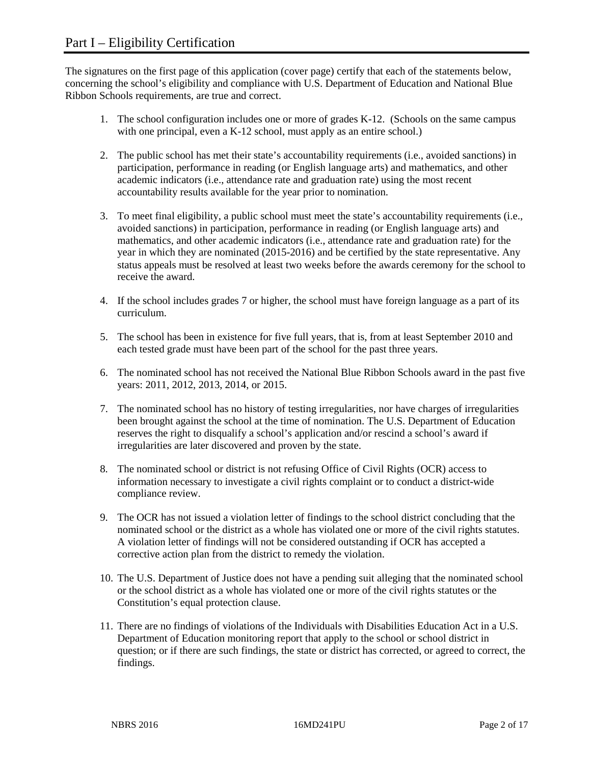# Part I – Eligibility Certification

The signatures on the first page of this application (cover page) certify that each of the statements below, concerning the school's eligibility and compliance with U.S. Department of Education and National Blue Ribbon Schools requirements, are true and correct.

1. The school configuration includes one or more of grades K-12. (Schools on the same campus with one principal, even a K-12 school, must apply as an entire school.)

2. The public school has met their state's accountability requirements (i.e., avoided sanctions) in participation, performance in reading (or English language arts) and mathematics, and other academic indicators (i.e., attendance rate and graduation rate) using the most recent accountability results available for the year prior to nomination.

3. To meet final eligibility, a public school must meet the state's accountability requirements (i.e., avoided sanctions) in participation, performance in reading (or English language arts) and mathematics, and other academic indicators (i.e., attendance rate and graduation rate) for the year in which they are nominated (2015-2016) and be certified by the state representative. Any status appeals must be resolved at least two weeks before the awards ceremony for the school to receive the award.

4. If the school includes grades 7 or higher, the school must have foreign language as a part of its curriculum.

5. The school has been in existence for five full years, that is, from at least September 2010 and each tested grade must have been part of the school for the past three years.

6. The nominated school has not received the National Blue Ribbon Schools award in the past five years: 2011, 2012, 2013, 2014, or 2015.

7. The nominated school has no history of testing irregularities, nor have charges of irregularities been brought against the school at the time of nomination. The U.S. Department of Education reserves the right to disqualify a school's application and/or rescind a school's award if irregularities are later discovered and proven by the state.

8. The nominated school or district is not refusing Office of Civil Rights (OCR) access to information necessary to investigate a civil rights complaint or to conduct a district-wide compliance review.

9. The OCR has not issued a violation letter of findings to the school district concluding that the nominated school or the district as a whole has violated one or more of the civil rights statutes. A violation letter of findings will not be considered outstanding if OCR has accepted a corrective action plan from the district to remedy the violation.

10. The U.S. Department of Justice does not have a pending suit alleging that the nominated school or the school district as a whole has violated one or more of the civil rights statutes or the Constitution's equal protection clause.

11. There are no findings of violations of the Individuals with Disabilities Education Act in a U.S. Department of Education monitoring report that apply to the school or school district in question; or if there are such findings, the state or district has corrected, or agreed to correct, the findings.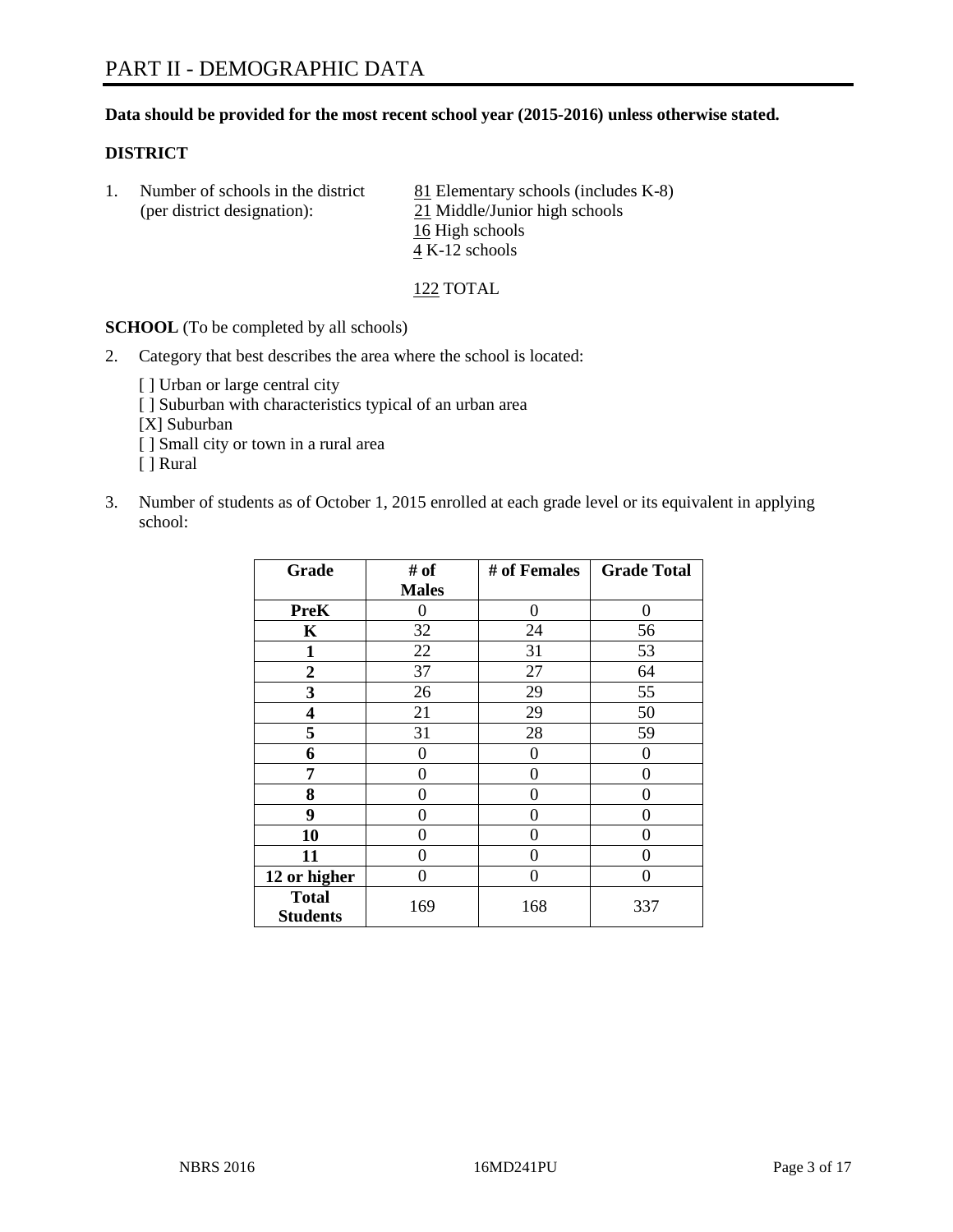# PART II - DEMOGRAPHIC DATA

**Data should be provided for the most recent school year (2015-2016) unless otherwise stated.**

**DISTRICT**

1. Number of schools in the district (per district designation):
   81 Elementary schools (includes K-8)
   21 Middle/Junior high schools
   16 High schools
   4 K-12 schools

   122 TOTAL

**SCHOOL** (To be completed by all schools)

2. Category that best describes the area where the school is located:

   [ ] Urban or large central city
   [ ] Suburban with characteristics typical of an urban area
   [X] Suburban
   [ ] Small city or town in a rural area
   [ ] Rural

3. Number of students as of October 1, 2015 enrolled at each grade level or its equivalent in applying school:

| Grade | # of Males | # of Females | Grade Total |
|---|---|---|---|
| PreK | 0 | 0 | 0 |
| K | 32 | 24 | 56 |
| 1 | 22 | 31 | 53 |
| 2 | 37 | 27 | 64 |
| 3 | 26 | 29 | 55 |
| 4 | 21 | 29 | 50 |
| 5 | 31 | 28 | 59 |
| 6 | 0 | 0 | 0 |
| 7 | 0 | 0 | 0 |
| 8 | 0 | 0 | 0 |
| 9 | 0 | 0 | 0 |
| 10 | 0 | 0 | 0 |
| 11 | 0 | 0 | 0 |
| 12 or higher | 0 | 0 | 0 |
| Total Students | 169 | 168 | 337 |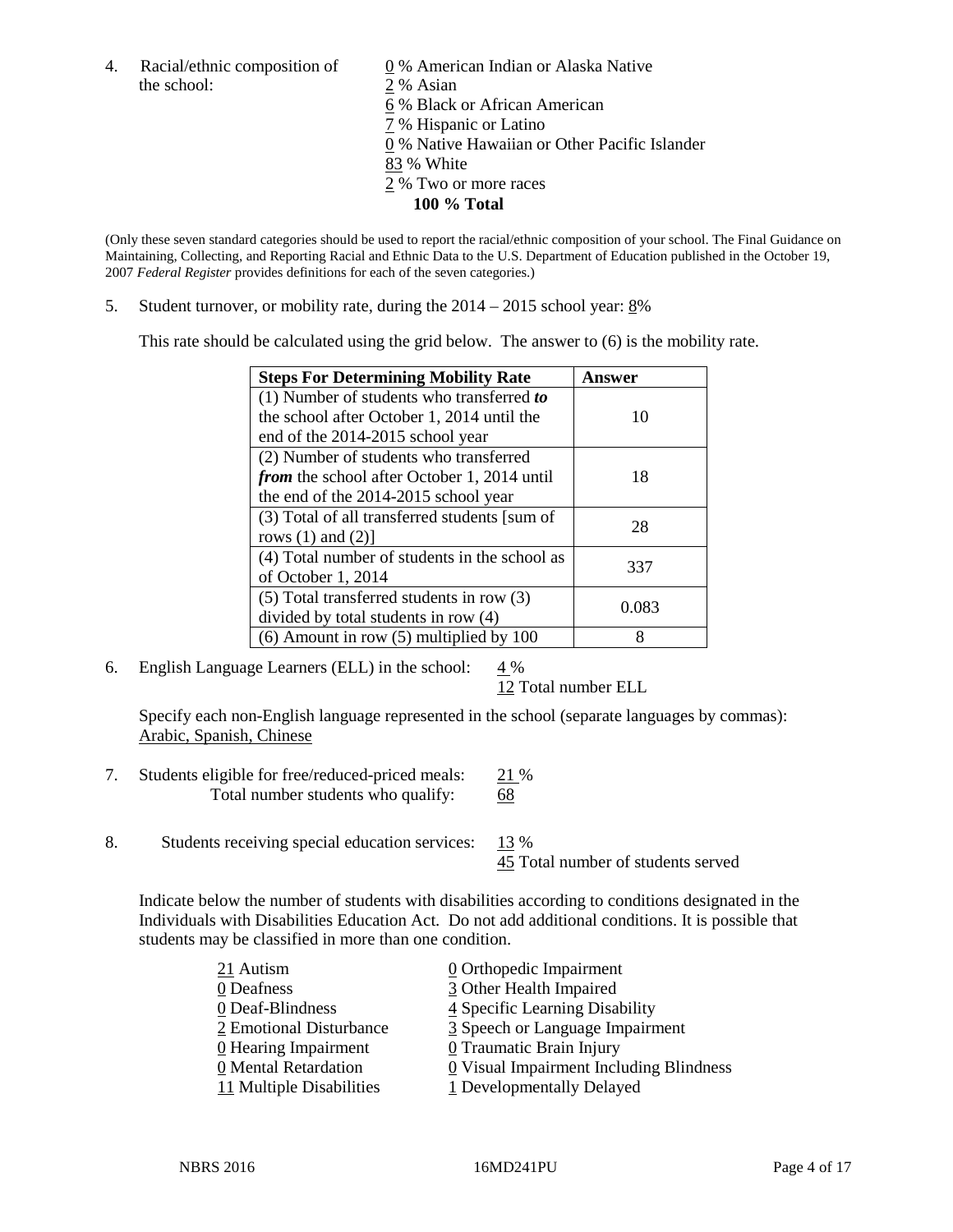4. Racial/ethnic composition of the school:

0 % American Indian or Alaska Native
2 % Asian
6 % Black or African American
7 % Hispanic or Latino
0 % Native Hawaiian or Other Pacific Islander
83 % White
2 % Two or more races
**100 % Total**

(Only these seven standard categories should be used to report the racial/ethnic composition of your school. The Final Guidance on Maintaining, Collecting, and Reporting Racial and Ethnic Data to the U.S. Department of Education published in the October 19, 2007 *Federal Register* provides definitions for each of the seven categories.)

5. Student turnover, or mobility rate, during the 2014 – 2015 school year: 8%

This rate should be calculated using the grid below. The answer to (6) is the mobility rate.

| **Steps For Determining Mobility Rate** | **Answer** |
| --- | --- |
| (1) Number of students who transferred ***to*** the school after October 1, 2014 until the end of the 2014-2015 school year | 10 |
| (2) Number of students who transferred ***from*** the school after October 1, 2014 until the end of the 2014-2015 school year | 18 |
| (3) Total of all transferred students [sum of rows (1) and (2)] | 28 |
| (4) Total number of students in the school as of October 1, 2014 | 337 |
| (5) Total transferred students in row (3) divided by total students in row (4) | 0.083 |
| (6) Amount in row (5) multiplied by 100 | 8 |

6. English Language Learners (ELL) in the school: 4 %
12 Total number ELL

Specify each non-English language represented in the school (separate languages by commas): Arabic, Spanish, Chinese

7. Students eligible for free/reduced-priced meals: 21 %
Total number students who qualify: 68

8. Students receiving special education services: 13 %
45 Total number of students served

Indicate below the number of students with disabilities according to conditions designated in the Individuals with Disabilities Education Act. Do not add additional conditions. It is possible that students may be classified in more than one condition.

21 Autism
0 Deafness
0 Deaf-Blindness
2 Emotional Disturbance
0 Hearing Impairment
0 Mental Retardation
11 Multiple Disabilities
0 Orthopedic Impairment
3 Other Health Impaired
4 Specific Learning Disability
3 Speech or Language Impairment
0 Traumatic Brain Injury
0 Visual Impairment Including Blindness
1 Developmentally Delayed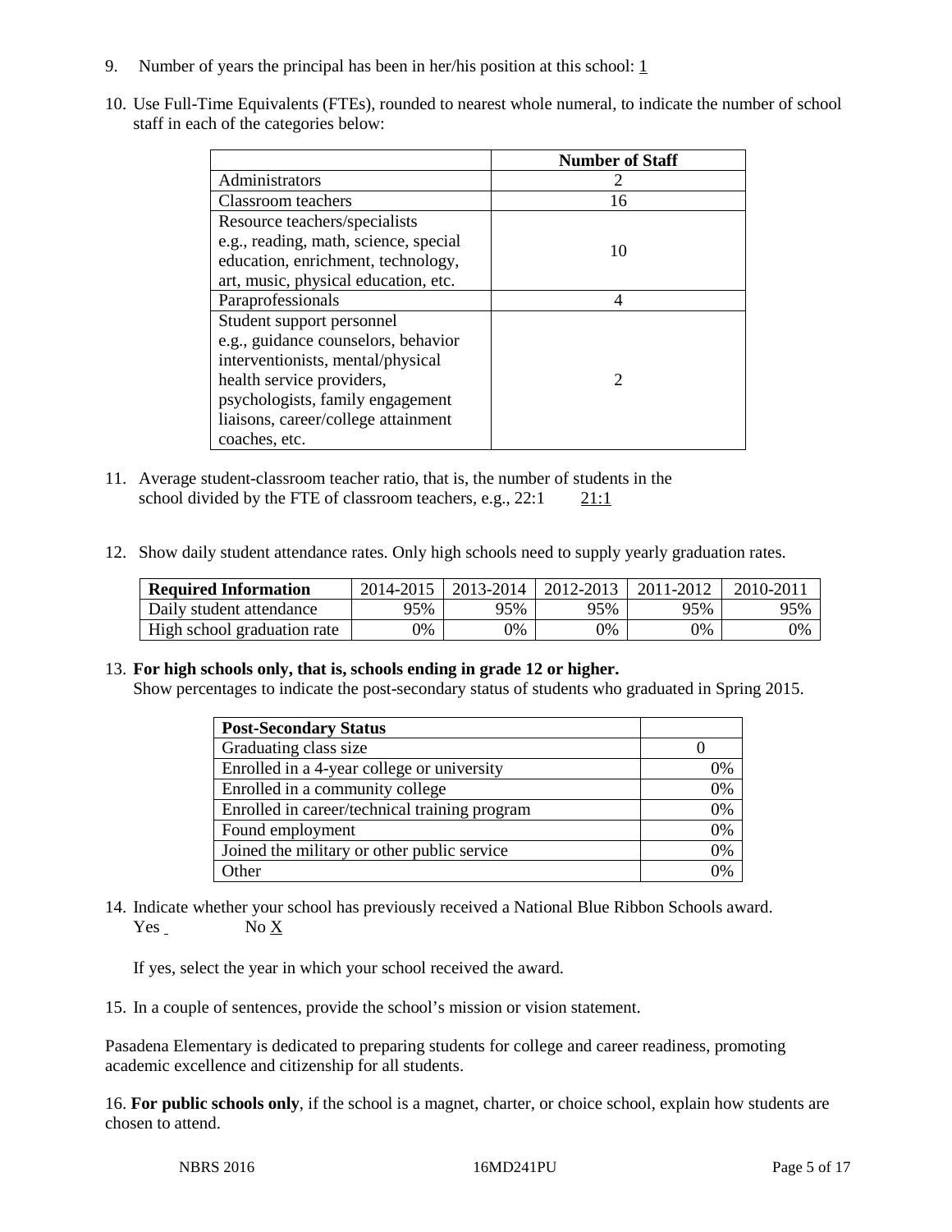9. Number of years the principal has been in her/his position at this school: 1

10. Use Full-Time Equivalents (FTEs), rounded to nearest whole numeral, to indicate the number of school staff in each of the categories below:

| | Number of Staff |
|---|---|
| Administrators | 2 |
| Classroom teachers | 16 |
| Resource teachers/specialists e.g., reading, math, science, special education, enrichment, technology, art, music, physical education, etc. | 10 |
| Paraprofessionals | 4 |
| Student support personnel e.g., guidance counselors, behavior interventionists, mental/physical health service providers, psychologists, family engagement liaisons, career/college attainment coaches, etc. | 2 |

11. Average student-classroom teacher ratio, that is, the number of students in the school divided by the FTE of classroom teachers, e.g., 22:1 21:1

12. Show daily student attendance rates. Only high schools need to supply yearly graduation rates.

| Required Information | 2014-2015 | 2013-2014 | 2012-2013 | 2011-2012 | 2010-2011 |
|---|---|---|---|---|---|
| Daily student attendance | 95% | 95% | 95% | 95% | 95% |
| High school graduation rate | 0% | 0% | 0% | 0% | 0% |

13. **For high schools only, that is, schools ending in grade 12 or higher.**
Show percentages to indicate the post-secondary status of students who graduated in Spring 2015.

| Post-Secondary Status | |
|---|---|
| Graduating class size | 0 |
| Enrolled in a 4-year college or university | 0% |
| Enrolled in a community college | 0% |
| Enrolled in career/technical training program | 0% |
| Found employment | 0% |
| Joined the military or other public service | 0% |
| Other | 0% |

14. Indicate whether your school has previously received a National Blue Ribbon Schools award.
Yes No X

If yes, select the year in which your school received the award.

15. In a couple of sentences, provide the school's mission or vision statement.

Pasadena Elementary is dedicated to preparing students for college and career readiness, promoting academic excellence and citizenship for all students.

16. **For public schools only**, if the school is a magnet, charter, or choice school, explain how students are chosen to attend.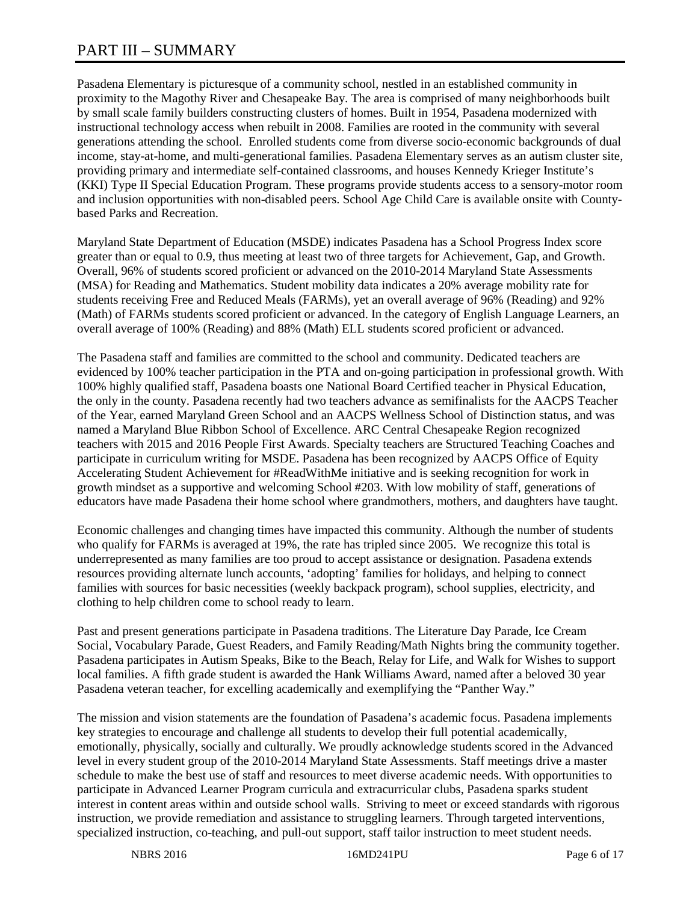# PART III – SUMMARY

Pasadena Elementary is picturesque of a community school, nestled in an established community in proximity to the Magothy River and Chesapeake Bay. The area is comprised of many neighborhoods built by small scale family builders constructing clusters of homes. Built in 1954, Pasadena modernized with instructional technology access when rebuilt in 2008. Families are rooted in the community with several generations attending the school. Enrolled students come from diverse socio-economic backgrounds of dual income, stay-at-home, and multi-generational families. Pasadena Elementary serves as an autism cluster site, providing primary and intermediate self-contained classrooms, and houses Kennedy Krieger Institute's (KKI) Type II Special Education Program. These programs provide students access to a sensory-motor room and inclusion opportunities with non-disabled peers. School Age Child Care is available onsite with County-based Parks and Recreation.

Maryland State Department of Education (MSDE) indicates Pasadena has a School Progress Index score greater than or equal to 0.9, thus meeting at least two of three targets for Achievement, Gap, and Growth. Overall, 96% of students scored proficient or advanced on the 2010-2014 Maryland State Assessments (MSA) for Reading and Mathematics. Student mobility data indicates a 20% average mobility rate for students receiving Free and Reduced Meals (FARMs), yet an overall average of 96% (Reading) and 92% (Math) of FARMs students scored proficient or advanced. In the category of English Language Learners, an overall average of 100% (Reading) and 88% (Math) ELL students scored proficient or advanced.

The Pasadena staff and families are committed to the school and community. Dedicated teachers are evidenced by 100% teacher participation in the PTA and on-going participation in professional growth. With 100% highly qualified staff, Pasadena boasts one National Board Certified teacher in Physical Education, the only in the county. Pasadena recently had two teachers advance as semifinalists for the AACPS Teacher of the Year, earned Maryland Green School and an AACPS Wellness School of Distinction status, and was named a Maryland Blue Ribbon School of Excellence. ARC Central Chesapeake Region recognized teachers with 2015 and 2016 People First Awards. Specialty teachers are Structured Teaching Coaches and participate in curriculum writing for MSDE. Pasadena has been recognized by AACPS Office of Equity Accelerating Student Achievement for #ReadWithMe initiative and is seeking recognition for work in growth mindset as a supportive and welcoming School #203. With low mobility of staff, generations of educators have made Pasadena their home school where grandmothers, mothers, and daughters have taught.

Economic challenges and changing times have impacted this community. Although the number of students who qualify for FARMs is averaged at 19%, the rate has tripled since 2005. We recognize this total is underrepresented as many families are too proud to accept assistance or designation. Pasadena extends resources providing alternate lunch accounts, 'adopting' families for holidays, and helping to connect families with sources for basic necessities (weekly backpack program), school supplies, electricity, and clothing to help children come to school ready to learn.

Past and present generations participate in Pasadena traditions. The Literature Day Parade, Ice Cream Social, Vocabulary Parade, Guest Readers, and Family Reading/Math Nights bring the community together. Pasadena participates in Autism Speaks, Bike to the Beach, Relay for Life, and Walk for Wishes to support local families. A fifth grade student is awarded the Hank Williams Award, named after a beloved 30 year Pasadena veteran teacher, for excelling academically and exemplifying the "Panther Way."

The mission and vision statements are the foundation of Pasadena's academic focus. Pasadena implements key strategies to encourage and challenge all students to develop their full potential academically, emotionally, physically, socially and culturally. We proudly acknowledge students scored in the Advanced level in every student group of the 2010-2014 Maryland State Assessments. Staff meetings drive a master schedule to make the best use of staff and resources to meet diverse academic needs. With opportunities to participate in Advanced Learner Program curricula and extracurricular clubs, Pasadena sparks student interest in content areas within and outside school walls. Striving to meet or exceed standards with rigorous instruction, we provide remediation and assistance to struggling learners. Through targeted interventions, specialized instruction, co-teaching, and pull-out support, staff tailor instruction to meet student needs.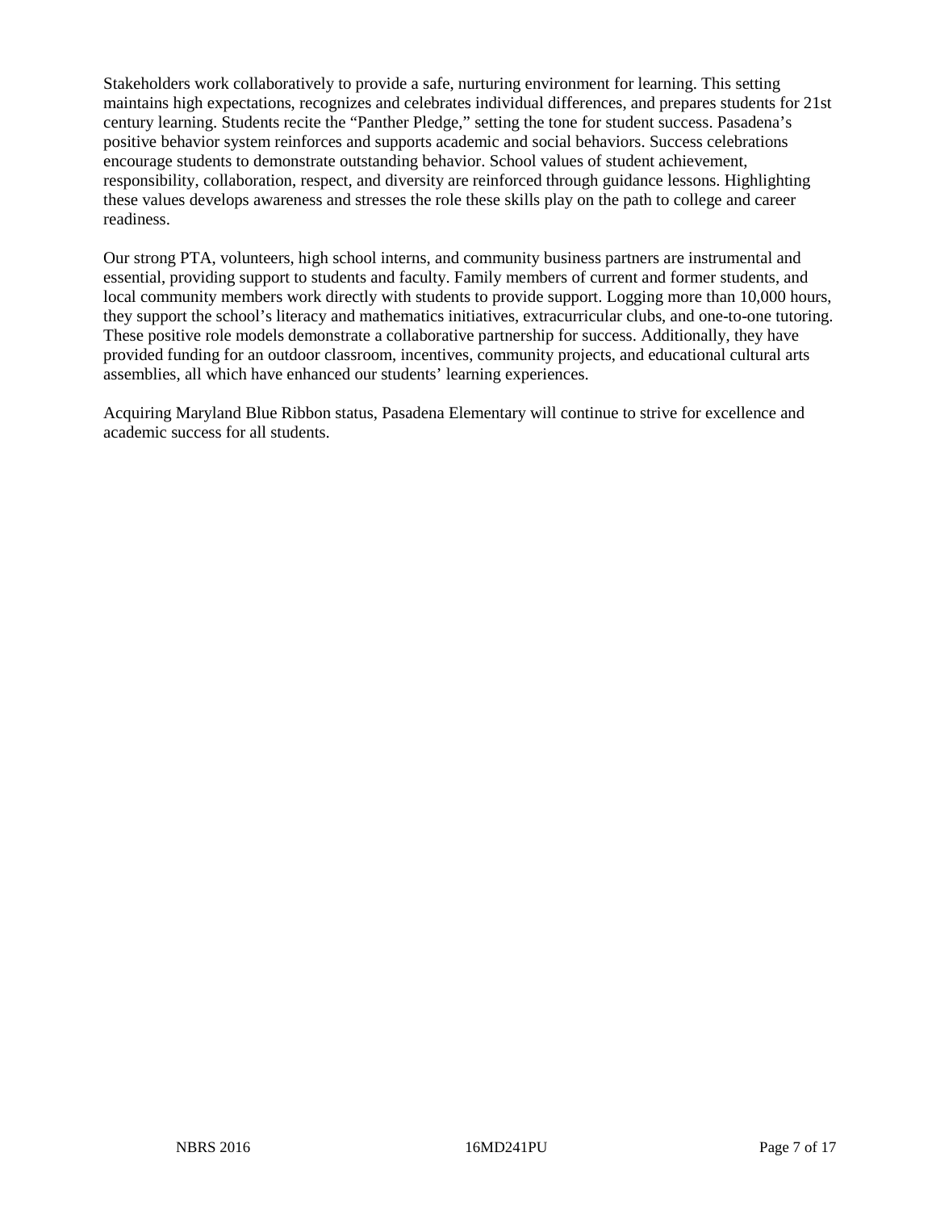Stakeholders work collaboratively to provide a safe, nurturing environment for learning. This setting maintains high expectations, recognizes and celebrates individual differences, and prepares students for 21st century learning. Students recite the "Panther Pledge," setting the tone for student success. Pasadena's positive behavior system reinforces and supports academic and social behaviors. Success celebrations encourage students to demonstrate outstanding behavior. School values of student achievement, responsibility, collaboration, respect, and diversity are reinforced through guidance lessons. Highlighting these values develops awareness and stresses the role these skills play on the path to college and career readiness.

Our strong PTA, volunteers, high school interns, and community business partners are instrumental and essential, providing support to students and faculty. Family members of current and former students, and local community members work directly with students to provide support. Logging more than 10,000 hours, they support the school's literacy and mathematics initiatives, extracurricular clubs, and one-to-one tutoring. These positive role models demonstrate a collaborative partnership for success. Additionally, they have provided funding for an outdoor classroom, incentives, community projects, and educational cultural arts assemblies, all which have enhanced our students' learning experiences.

Acquiring Maryland Blue Ribbon status, Pasadena Elementary will continue to strive for excellence and academic success for all students.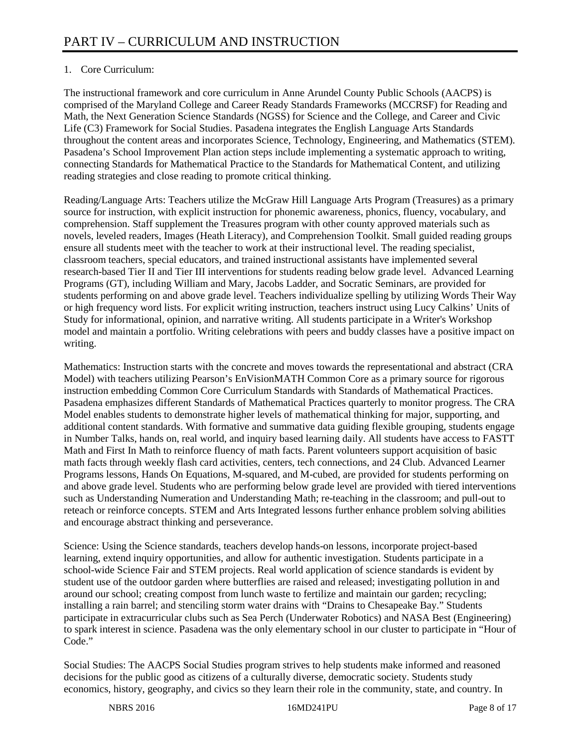# PART IV – CURRICULUM AND INSTRUCTION

1. Core Curriculum:

The instructional framework and core curriculum in Anne Arundel County Public Schools (AACPS) is comprised of the Maryland College and Career Ready Standards Frameworks (MCCRSF) for Reading and Math, the Next Generation Science Standards (NGSS) for Science and the College, and Career and Civic Life (C3) Framework for Social Studies. Pasadena integrates the English Language Arts Standards throughout the content areas and incorporates Science, Technology, Engineering, and Mathematics (STEM). Pasadena's School Improvement Plan action steps include implementing a systematic approach to writing, connecting Standards for Mathematical Practice to the Standards for Mathematical Content, and utilizing reading strategies and close reading to promote critical thinking.

Reading/Language Arts: Teachers utilize the McGraw Hill Language Arts Program (Treasures) as a primary source for instruction, with explicit instruction for phonemic awareness, phonics, fluency, vocabulary, and comprehension. Staff supplement the Treasures program with other county approved materials such as novels, leveled readers, Images (Heath Literacy), and Comprehension Toolkit. Small guided reading groups ensure all students meet with the teacher to work at their instructional level. The reading specialist, classroom teachers, special educators, and trained instructional assistants have implemented several research-based Tier II and Tier III interventions for students reading below grade level. Advanced Learning Programs (GT), including William and Mary, Jacobs Ladder, and Socratic Seminars, are provided for students performing on and above grade level. Teachers individualize spelling by utilizing Words Their Way or high frequency word lists. For explicit writing instruction, teachers instruct using Lucy Calkins' Units of Study for informational, opinion, and narrative writing. All students participate in a Writer's Workshop model and maintain a portfolio. Writing celebrations with peers and buddy classes have a positive impact on writing.

Mathematics: Instruction starts with the concrete and moves towards the representational and abstract (CRA Model) with teachers utilizing Pearson's EnVisionMATH Common Core as a primary source for rigorous instruction embedding Common Core Curriculum Standards with Standards of Mathematical Practices. Pasadena emphasizes different Standards of Mathematical Practices quarterly to monitor progress. The CRA Model enables students to demonstrate higher levels of mathematical thinking for major, supporting, and additional content standards. With formative and summative data guiding flexible grouping, students engage in Number Talks, hands on, real world, and inquiry based learning daily. All students have access to FASTT Math and First In Math to reinforce fluency of math facts. Parent volunteers support acquisition of basic math facts through weekly flash card activities, centers, tech connections, and 24 Club. Advanced Learner Programs lessons, Hands On Equations, M-squared, and M-cubed, are provided for students performing on and above grade level. Students who are performing below grade level are provided with tiered interventions such as Understanding Numeration and Understanding Math; re-teaching in the classroom; and pull-out to reteach or reinforce concepts. STEM and Arts Integrated lessons further enhance problem solving abilities and encourage abstract thinking and perseverance.

Science: Using the Science standards, teachers develop hands-on lessons, incorporate project-based learning, extend inquiry opportunities, and allow for authentic investigation. Students participate in a school-wide Science Fair and STEM projects. Real world application of science standards is evident by student use of the outdoor garden where butterflies are raised and released; investigating pollution in and around our school; creating compost from lunch waste to fertilize and maintain our garden; recycling; installing a rain barrel; and stenciling storm water drains with "Drains to Chesapeake Bay." Students participate in extracurricular clubs such as Sea Perch (Underwater Robotics) and NASA Best (Engineering) to spark interest in science. Pasadena was the only elementary school in our cluster to participate in "Hour of Code."

Social Studies: The AACPS Social Studies program strives to help students make informed and reasoned decisions for the public good as citizens of a culturally diverse, democratic society. Students study economics, history, geography, and civics so they learn their role in the community, state, and country. In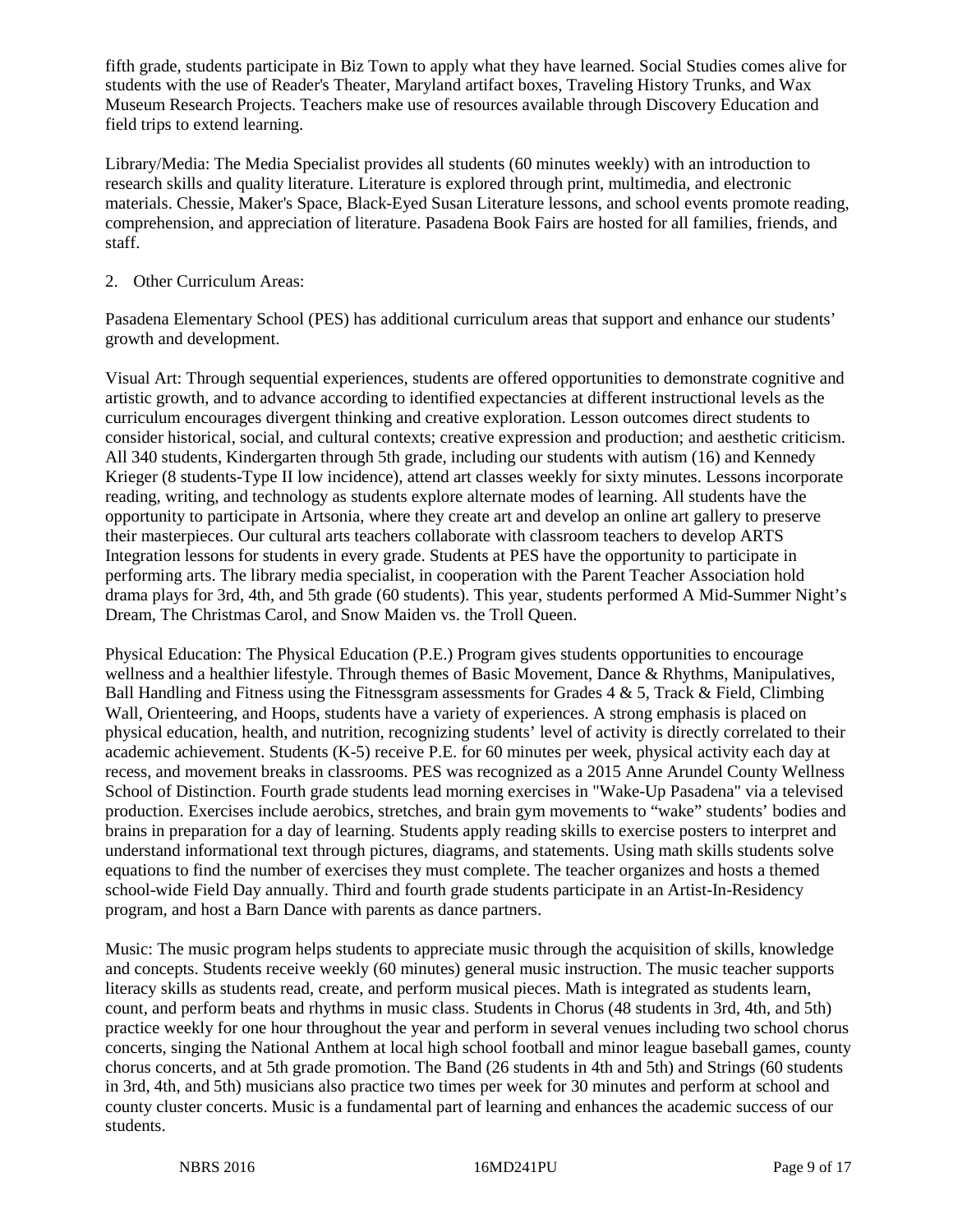fifth grade, students participate in Biz Town to apply what they have learned. Social Studies comes alive for students with the use of Reader's Theater, Maryland artifact boxes, Traveling History Trunks, and Wax Museum Research Projects. Teachers make use of resources available through Discovery Education and field trips to extend learning.

Library/Media: The Media Specialist provides all students (60 minutes weekly) with an introduction to research skills and quality literature. Literature is explored through print, multimedia, and electronic materials. Chessie, Maker's Space, Black-Eyed Susan Literature lessons, and school events promote reading, comprehension, and appreciation of literature. Pasadena Book Fairs are hosted for all families, friends, and staff.

2. Other Curriculum Areas:

Pasadena Elementary School (PES) has additional curriculum areas that support and enhance our students' growth and development.

Visual Art: Through sequential experiences, students are offered opportunities to demonstrate cognitive and artistic growth, and to advance according to identified expectancies at different instructional levels as the curriculum encourages divergent thinking and creative exploration. Lesson outcomes direct students to consider historical, social, and cultural contexts; creative expression and production; and aesthetic criticism. All 340 students, Kindergarten through 5th grade, including our students with autism (16) and Kennedy Krieger (8 students-Type II low incidence), attend art classes weekly for sixty minutes. Lessons incorporate reading, writing, and technology as students explore alternate modes of learning. All students have the opportunity to participate in Artsonia, where they create art and develop an online art gallery to preserve their masterpieces. Our cultural arts teachers collaborate with classroom teachers to develop ARTS Integration lessons for students in every grade. Students at PES have the opportunity to participate in performing arts. The library media specialist, in cooperation with the Parent Teacher Association hold drama plays for 3rd, 4th, and 5th grade (60 students). This year, students performed A Mid-Summer Night's Dream, The Christmas Carol, and Snow Maiden vs. the Troll Queen.

Physical Education: The Physical Education (P.E.) Program gives students opportunities to encourage wellness and a healthier lifestyle. Through themes of Basic Movement, Dance & Rhythms, Manipulatives, Ball Handling and Fitness using the Fitnessgram assessments for Grades 4 & 5, Track & Field, Climbing Wall, Orienteering, and Hoops, students have a variety of experiences. A strong emphasis is placed on physical education, health, and nutrition, recognizing students' level of activity is directly correlated to their academic achievement. Students (K-5) receive P.E. for 60 minutes per week, physical activity each day at recess, and movement breaks in classrooms. PES was recognized as a 2015 Anne Arundel County Wellness School of Distinction. Fourth grade students lead morning exercises in "Wake-Up Pasadena" via a televised production. Exercises include aerobics, stretches, and brain gym movements to "wake" students' bodies and brains in preparation for a day of learning. Students apply reading skills to exercise posters to interpret and understand informational text through pictures, diagrams, and statements. Using math skills students solve equations to find the number of exercises they must complete. The teacher organizes and hosts a themed school-wide Field Day annually. Third and fourth grade students participate in an Artist-In-Residency program, and host a Barn Dance with parents as dance partners.

Music: The music program helps students to appreciate music through the acquisition of skills, knowledge and concepts. Students receive weekly (60 minutes) general music instruction. The music teacher supports literacy skills as students read, create, and perform musical pieces. Math is integrated as students learn, count, and perform beats and rhythms in music class. Students in Chorus (48 students in 3rd, 4th, and 5th) practice weekly for one hour throughout the year and perform in several venues including two school chorus concerts, singing the National Anthem at local high school football and minor league baseball games, county chorus concerts, and at 5th grade promotion. The Band (26 students in 4th and 5th) and Strings (60 students in 3rd, 4th, and 5th) musicians also practice two times per week for 30 minutes and perform at school and county cluster concerts. Music is a fundamental part of learning and enhances the academic success of our students.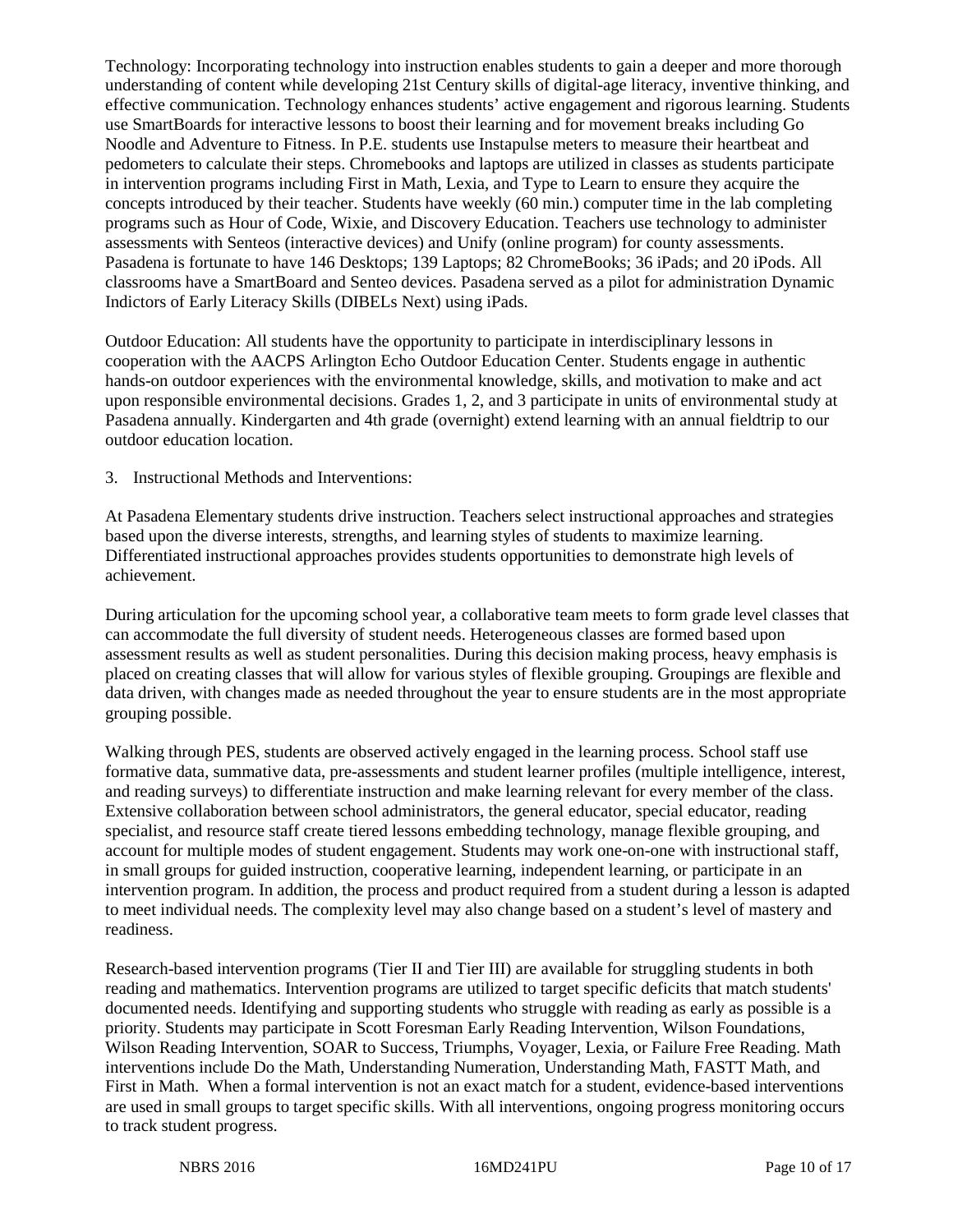Technology: Incorporating technology into instruction enables students to gain a deeper and more thorough understanding of content while developing 21st Century skills of digital-age literacy, inventive thinking, and effective communication. Technology enhances students' active engagement and rigorous learning. Students use SmartBoards for interactive lessons to boost their learning and for movement breaks including Go Noodle and Adventure to Fitness. In P.E. students use Instapulse meters to measure their heartbeat and pedometers to calculate their steps. Chromebooks and laptops are utilized in classes as students participate in intervention programs including First in Math, Lexia, and Type to Learn to ensure they acquire the concepts introduced by their teacher. Students have weekly (60 min.) computer time in the lab completing programs such as Hour of Code, Wixie, and Discovery Education. Teachers use technology to administer assessments with Senteos (interactive devices) and Unify (online program) for county assessments. Pasadena is fortunate to have 146 Desktops; 139 Laptops; 82 ChromeBooks; 36 iPads; and 20 iPods. All classrooms have a SmartBoard and Senteo devices. Pasadena served as a pilot for administration Dynamic Indictors of Early Literacy Skills (DIBELs Next) using iPads.

Outdoor Education: All students have the opportunity to participate in interdisciplinary lessons in cooperation with the AACPS Arlington Echo Outdoor Education Center. Students engage in authentic hands-on outdoor experiences with the environmental knowledge, skills, and motivation to make and act upon responsible environmental decisions. Grades 1, 2, and 3 participate in units of environmental study at Pasadena annually. Kindergarten and 4th grade (overnight) extend learning with an annual fieldtrip to our outdoor education location.

3. Instructional Methods and Interventions:

At Pasadena Elementary students drive instruction. Teachers select instructional approaches and strategies based upon the diverse interests, strengths, and learning styles of students to maximize learning. Differentiated instructional approaches provides students opportunities to demonstrate high levels of achievement.

During articulation for the upcoming school year, a collaborative team meets to form grade level classes that can accommodate the full diversity of student needs. Heterogeneous classes are formed based upon assessment results as well as student personalities. During this decision making process, heavy emphasis is placed on creating classes that will allow for various styles of flexible grouping. Groupings are flexible and data driven, with changes made as needed throughout the year to ensure students are in the most appropriate grouping possible.

Walking through PES, students are observed actively engaged in the learning process. School staff use formative data, summative data, pre-assessments and student learner profiles (multiple intelligence, interest, and reading surveys) to differentiate instruction and make learning relevant for every member of the class. Extensive collaboration between school administrators, the general educator, special educator, reading specialist, and resource staff create tiered lessons embedding technology, manage flexible grouping, and account for multiple modes of student engagement. Students may work one-on-one with instructional staff, in small groups for guided instruction, cooperative learning, independent learning, or participate in an intervention program. In addition, the process and product required from a student during a lesson is adapted to meet individual needs. The complexity level may also change based on a student's level of mastery and readiness.

Research-based intervention programs (Tier II and Tier III) are available for struggling students in both reading and mathematics. Intervention programs are utilized to target specific deficits that match students' documented needs. Identifying and supporting students who struggle with reading as early as possible is a priority. Students may participate in Scott Foresman Early Reading Intervention, Wilson Foundations, Wilson Reading Intervention, SOAR to Success, Triumphs, Voyager, Lexia, or Failure Free Reading. Math interventions include Do the Math, Understanding Numeration, Understanding Math, FASTT Math, and First in Math. When a formal intervention is not an exact match for a student, evidence-based interventions are used in small groups to target specific skills. With all interventions, ongoing progress monitoring occurs to track student progress.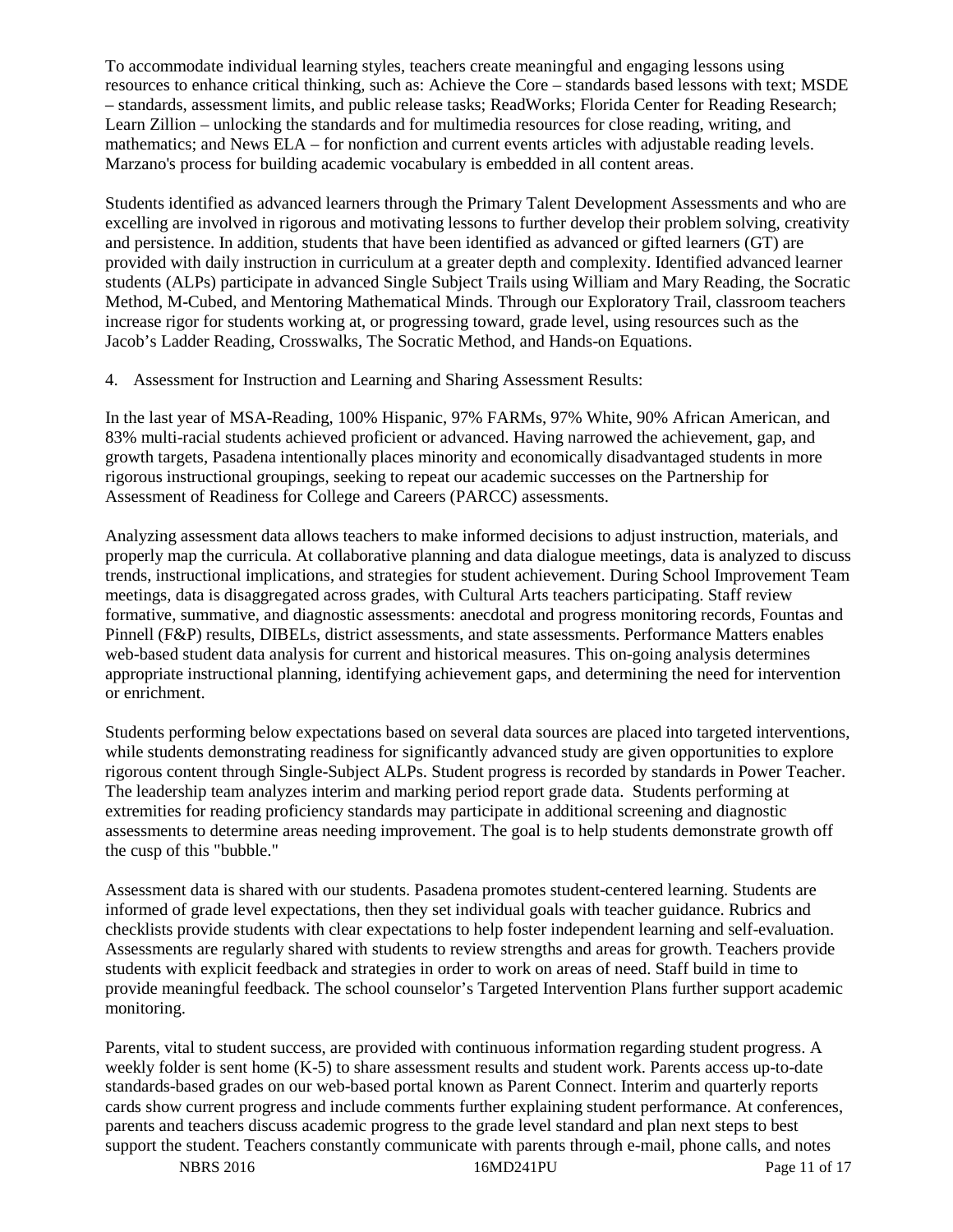To accommodate individual learning styles, teachers create meaningful and engaging lessons using resources to enhance critical thinking, such as: Achieve the Core – standards based lessons with text; MSDE – standards, assessment limits, and public release tasks; ReadWorks; Florida Center for Reading Research; Learn Zillion – unlocking the standards and for multimedia resources for close reading, writing, and mathematics; and News ELA – for nonfiction and current events articles with adjustable reading levels. Marzano's process for building academic vocabulary is embedded in all content areas.

Students identified as advanced learners through the Primary Talent Development Assessments and who are excelling are involved in rigorous and motivating lessons to further develop their problem solving, creativity and persistence. In addition, students that have been identified as advanced or gifted learners (GT) are provided with daily instruction in curriculum at a greater depth and complexity. Identified advanced learner students (ALPs) participate in advanced Single Subject Trails using William and Mary Reading, the Socratic Method, M-Cubed, and Mentoring Mathematical Minds. Through our Exploratory Trail, classroom teachers increase rigor for students working at, or progressing toward, grade level, using resources such as the Jacob's Ladder Reading, Crosswalks, The Socratic Method, and Hands-on Equations.

4. Assessment for Instruction and Learning and Sharing Assessment Results:

In the last year of MSA-Reading, 100% Hispanic, 97% FARMs, 97% White, 90% African American, and 83% multi-racial students achieved proficient or advanced. Having narrowed the achievement, gap, and growth targets, Pasadena intentionally places minority and economically disadvantaged students in more rigorous instructional groupings, seeking to repeat our academic successes on the Partnership for Assessment of Readiness for College and Careers (PARCC) assessments.

Analyzing assessment data allows teachers to make informed decisions to adjust instruction, materials, and properly map the curricula. At collaborative planning and data dialogue meetings, data is analyzed to discuss trends, instructional implications, and strategies for student achievement. During School Improvement Team meetings, data is disaggregated across grades, with Cultural Arts teachers participating. Staff review formative, summative, and diagnostic assessments: anecdotal and progress monitoring records, Fountas and Pinnell (F&P) results, DIBELs, district assessments, and state assessments. Performance Matters enables web-based student data analysis for current and historical measures. This on-going analysis determines appropriate instructional planning, identifying achievement gaps, and determining the need for intervention or enrichment.

Students performing below expectations based on several data sources are placed into targeted interventions, while students demonstrating readiness for significantly advanced study are given opportunities to explore rigorous content through Single-Subject ALPs. Student progress is recorded by standards in Power Teacher. The leadership team analyzes interim and marking period report grade data. Students performing at extremities for reading proficiency standards may participate in additional screening and diagnostic assessments to determine areas needing improvement. The goal is to help students demonstrate growth off the cusp of this "bubble."

Assessment data is shared with our students. Pasadena promotes student-centered learning. Students are informed of grade level expectations, then they set individual goals with teacher guidance. Rubrics and checklists provide students with clear expectations to help foster independent learning and self-evaluation. Assessments are regularly shared with students to review strengths and areas for growth. Teachers provide students with explicit feedback and strategies in order to work on areas of need. Staff build in time to provide meaningful feedback. The school counselor's Targeted Intervention Plans further support academic monitoring.

Parents, vital to student success, are provided with continuous information regarding student progress. A weekly folder is sent home (K-5) to share assessment results and student work. Parents access up-to-date standards-based grades on our web-based portal known as Parent Connect. Interim and quarterly reports cards show current progress and include comments further explaining student performance. At conferences, parents and teachers discuss academic progress to the grade level standard and plan next steps to best support the student. Teachers constantly communicate with parents through e-mail, phone calls, and notes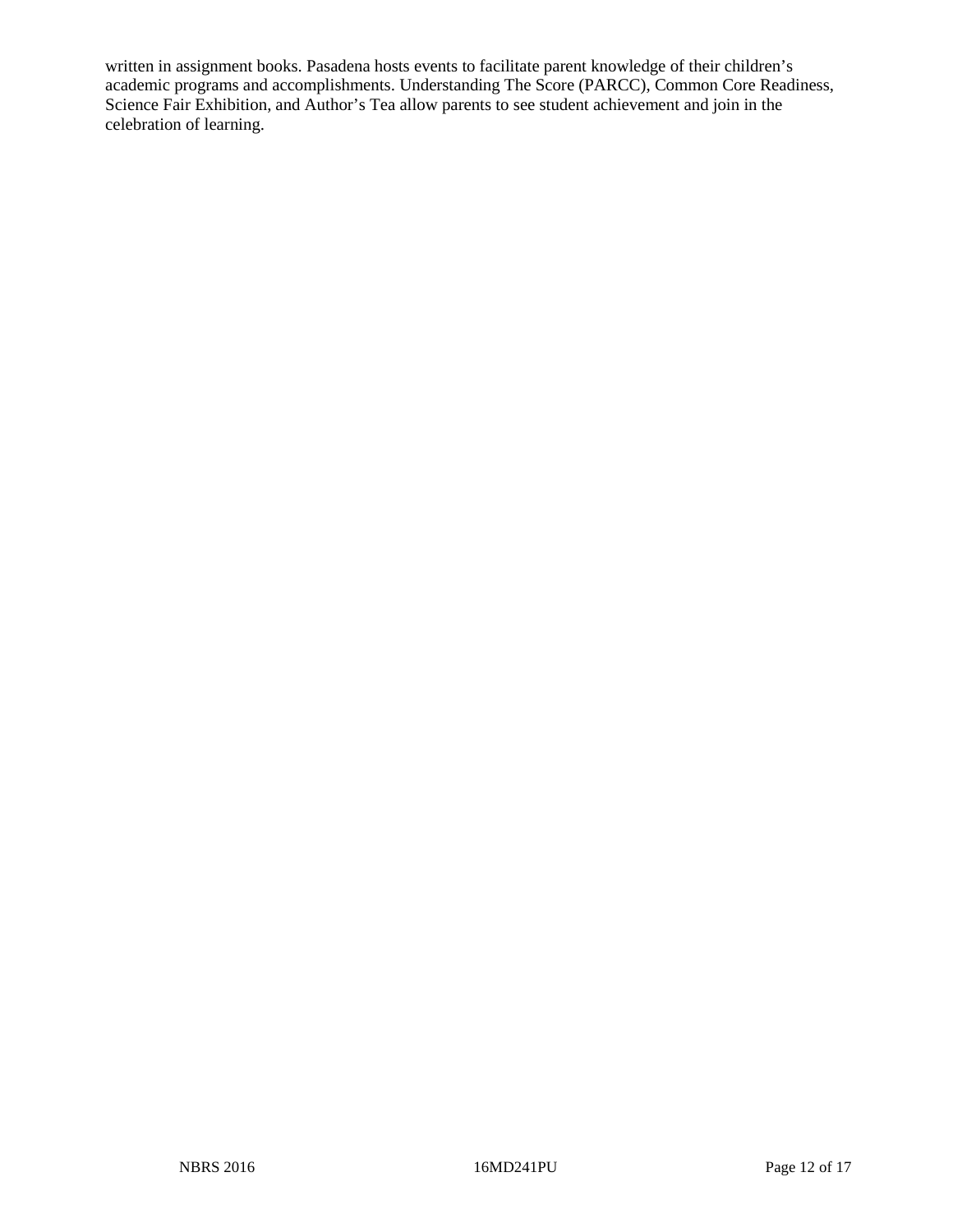written in assignment books. Pasadena hosts events to facilitate parent knowledge of their children's academic programs and accomplishments. Understanding The Score (PARCC), Common Core Readiness, Science Fair Exhibition, and Author's Tea allow parents to see student achievement and join in the celebration of learning.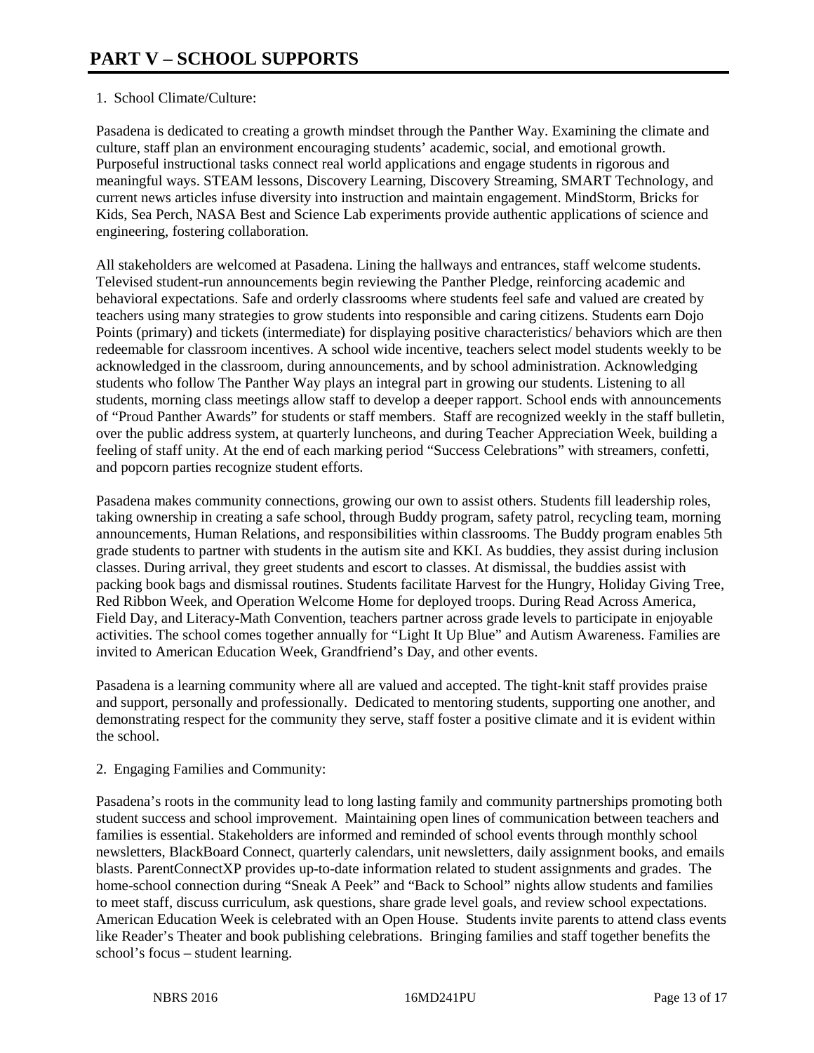# PART V – SCHOOL SUPPORTS

1. School Climate/Culture:

Pasadena is dedicated to creating a growth mindset through the Panther Way. Examining the climate and culture, staff plan an environment encouraging students' academic, social, and emotional growth. Purposeful instructional tasks connect real world applications and engage students in rigorous and meaningful ways. STEAM lessons, Discovery Learning, Discovery Streaming, SMART Technology, and current news articles infuse diversity into instruction and maintain engagement. MindStorm, Bricks for Kids, Sea Perch, NASA Best and Science Lab experiments provide authentic applications of science and engineering, fostering collaboration.

All stakeholders are welcomed at Pasadena. Lining the hallways and entrances, staff welcome students. Televised student-run announcements begin reviewing the Panther Pledge, reinforcing academic and behavioral expectations. Safe and orderly classrooms where students feel safe and valued are created by teachers using many strategies to grow students into responsible and caring citizens. Students earn Dojo Points (primary) and tickets (intermediate) for displaying positive characteristics/ behaviors which are then redeemable for classroom incentives. A school wide incentive, teachers select model students weekly to be acknowledged in the classroom, during announcements, and by school administration. Acknowledging students who follow The Panther Way plays an integral part in growing our students. Listening to all students, morning class meetings allow staff to develop a deeper rapport. School ends with announcements of "Proud Panther Awards" for students or staff members. Staff are recognized weekly in the staff bulletin, over the public address system, at quarterly luncheons, and during Teacher Appreciation Week, building a feeling of staff unity. At the end of each marking period "Success Celebrations" with streamers, confetti, and popcorn parties recognize student efforts.

Pasadena makes community connections, growing our own to assist others. Students fill leadership roles, taking ownership in creating a safe school, through Buddy program, safety patrol, recycling team, morning announcements, Human Relations, and responsibilities within classrooms. The Buddy program enables 5th grade students to partner with students in the autism site and KKI. As buddies, they assist during inclusion classes. During arrival, they greet students and escort to classes. At dismissal, the buddies assist with packing book bags and dismissal routines. Students facilitate Harvest for the Hungry, Holiday Giving Tree, Red Ribbon Week, and Operation Welcome Home for deployed troops. During Read Across America, Field Day, and Literacy-Math Convention, teachers partner across grade levels to participate in enjoyable activities. The school comes together annually for "Light It Up Blue" and Autism Awareness. Families are invited to American Education Week, Grandfriend's Day, and other events.

Pasadena is a learning community where all are valued and accepted. The tight-knit staff provides praise and support, personally and professionally. Dedicated to mentoring students, supporting one another, and demonstrating respect for the community they serve, staff foster a positive climate and it is evident within the school.

2. Engaging Families and Community:

Pasadena's roots in the community lead to long lasting family and community partnerships promoting both student success and school improvement. Maintaining open lines of communication between teachers and families is essential. Stakeholders are informed and reminded of school events through monthly school newsletters, BlackBoard Connect, quarterly calendars, unit newsletters, daily assignment books, and emails blasts. ParentConnectXP provides up-to-date information related to student assignments and grades. The home-school connection during "Sneak A Peek" and "Back to School" nights allow students and families to meet staff, discuss curriculum, ask questions, share grade level goals, and review school expectations. American Education Week is celebrated with an Open House. Students invite parents to attend class events like Reader's Theater and book publishing celebrations. Bringing families and staff together benefits the school's focus – student learning.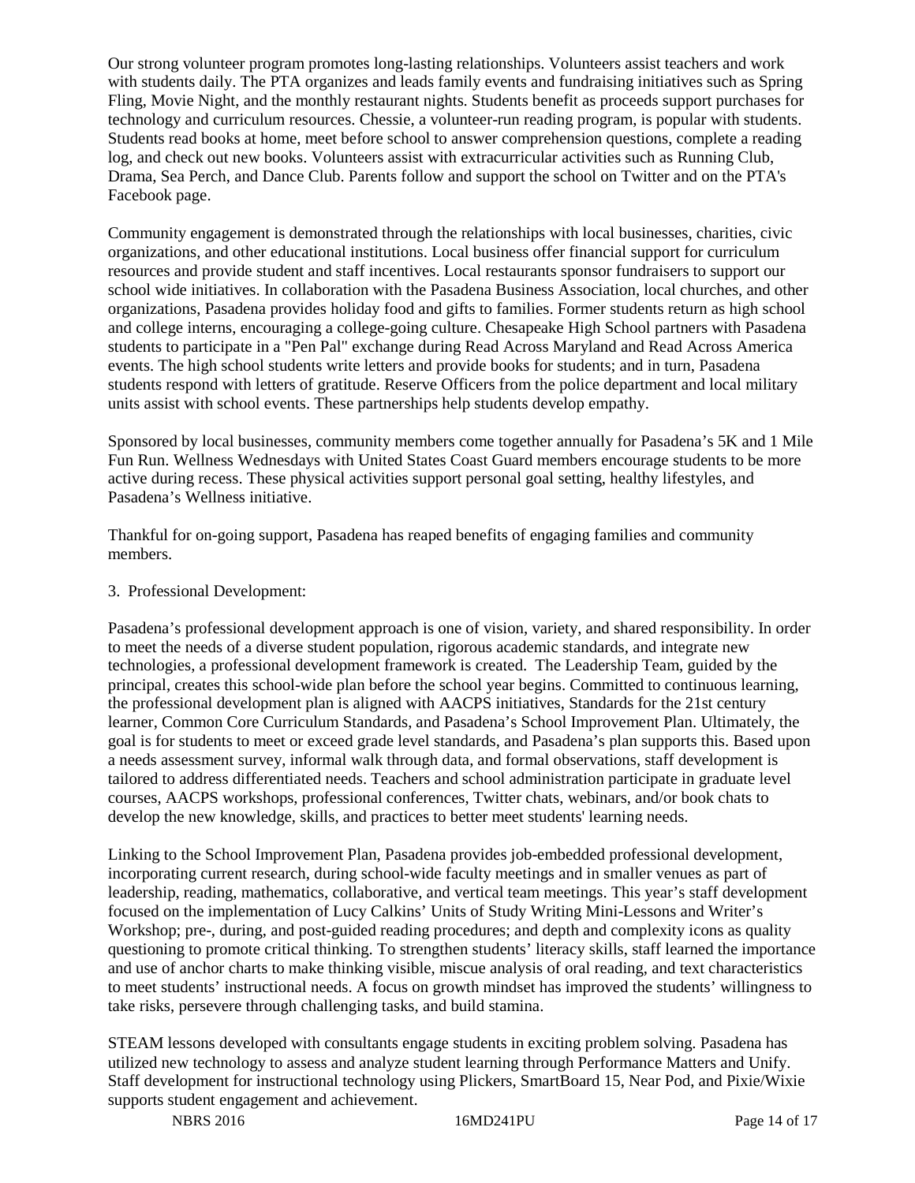Our strong volunteer program promotes long-lasting relationships. Volunteers assist teachers and work with students daily. The PTA organizes and leads family events and fundraising initiatives such as Spring Fling, Movie Night, and the monthly restaurant nights. Students benefit as proceeds support purchases for technology and curriculum resources. Chessie, a volunteer-run reading program, is popular with students. Students read books at home, meet before school to answer comprehension questions, complete a reading log, and check out new books. Volunteers assist with extracurricular activities such as Running Club, Drama, Sea Perch, and Dance Club. Parents follow and support the school on Twitter and on the PTA's Facebook page.

Community engagement is demonstrated through the relationships with local businesses, charities, civic organizations, and other educational institutions. Local business offer financial support for curriculum resources and provide student and staff incentives. Local restaurants sponsor fundraisers to support our school wide initiatives. In collaboration with the Pasadena Business Association, local churches, and other organizations, Pasadena provides holiday food and gifts to families. Former students return as high school and college interns, encouraging a college-going culture. Chesapeake High School partners with Pasadena students to participate in a "Pen Pal" exchange during Read Across Maryland and Read Across America events. The high school students write letters and provide books for students; and in turn, Pasadena students respond with letters of gratitude. Reserve Officers from the police department and local military units assist with school events. These partnerships help students develop empathy.

Sponsored by local businesses, community members come together annually for Pasadena's 5K and 1 Mile Fun Run. Wellness Wednesdays with United States Coast Guard members encourage students to be more active during recess. These physical activities support personal goal setting, healthy lifestyles, and Pasadena's Wellness initiative.

Thankful for on-going support, Pasadena has reaped benefits of engaging families and community members.

3. Professional Development:

Pasadena's professional development approach is one of vision, variety, and shared responsibility. In order to meet the needs of a diverse student population, rigorous academic standards, and integrate new technologies, a professional development framework is created. The Leadership Team, guided by the principal, creates this school-wide plan before the school year begins. Committed to continuous learning, the professional development plan is aligned with AACPS initiatives, Standards for the 21st century learner, Common Core Curriculum Standards, and Pasadena's School Improvement Plan. Ultimately, the goal is for students to meet or exceed grade level standards, and Pasadena's plan supports this. Based upon a needs assessment survey, informal walk through data, and formal observations, staff development is tailored to address differentiated needs. Teachers and school administration participate in graduate level courses, AACPS workshops, professional conferences, Twitter chats, webinars, and/or book chats to develop the new knowledge, skills, and practices to better meet students' learning needs.

Linking to the School Improvement Plan, Pasadena provides job-embedded professional development, incorporating current research, during school-wide faculty meetings and in smaller venues as part of leadership, reading, mathematics, collaborative, and vertical team meetings. This year's staff development focused on the implementation of Lucy Calkins' Units of Study Writing Mini-Lessons and Writer's Workshop; pre-, during, and post-guided reading procedures; and depth and complexity icons as quality questioning to promote critical thinking. To strengthen students' literacy skills, staff learned the importance and use of anchor charts to make thinking visible, miscue analysis of oral reading, and text characteristics to meet students' instructional needs. A focus on growth mindset has improved the students' willingness to take risks, persevere through challenging tasks, and build stamina.

STEAM lessons developed with consultants engage students in exciting problem solving. Pasadena has utilized new technology to assess and analyze student learning through Performance Matters and Unify. Staff development for instructional technology using Plickers, SmartBoard 15, Near Pod, and Pixie/Wixie supports student engagement and achievement.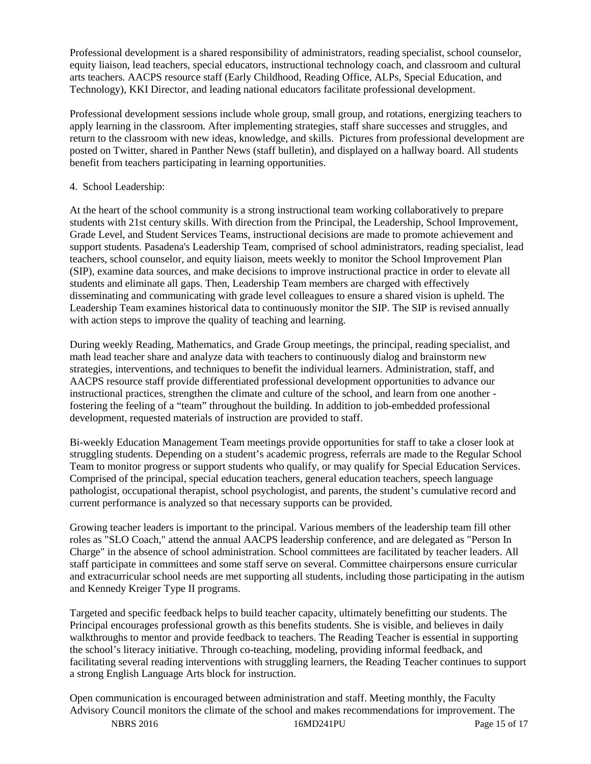Professional development is a shared responsibility of administrators, reading specialist, school counselor, equity liaison, lead teachers, special educators, instructional technology coach, and classroom and cultural arts teachers. AACPS resource staff (Early Childhood, Reading Office, ALPs, Special Education, and Technology), KKI Director, and leading national educators facilitate professional development.

Professional development sessions include whole group, small group, and rotations, energizing teachers to apply learning in the classroom. After implementing strategies, staff share successes and struggles, and return to the classroom with new ideas, knowledge, and skills. Pictures from professional development are posted on Twitter, shared in Panther News (staff bulletin), and displayed on a hallway board. All students benefit from teachers participating in learning opportunities.

4. School Leadership:

At the heart of the school community is a strong instructional team working collaboratively to prepare students with 21st century skills. With direction from the Principal, the Leadership, School Improvement, Grade Level, and Student Services Teams, instructional decisions are made to promote achievement and support students. Pasadena's Leadership Team, comprised of school administrators, reading specialist, lead teachers, school counselor, and equity liaison, meets weekly to monitor the School Improvement Plan (SIP), examine data sources, and make decisions to improve instructional practice in order to elevate all students and eliminate all gaps. Then, Leadership Team members are charged with effectively disseminating and communicating with grade level colleagues to ensure a shared vision is upheld. The Leadership Team examines historical data to continuously monitor the SIP. The SIP is revised annually with action steps to improve the quality of teaching and learning.

During weekly Reading, Mathematics, and Grade Group meetings, the principal, reading specialist, and math lead teacher share and analyze data with teachers to continuously dialog and brainstorm new strategies, interventions, and techniques to benefit the individual learners. Administration, staff, and AACPS resource staff provide differentiated professional development opportunities to advance our instructional practices, strengthen the climate and culture of the school, and learn from one another - fostering the feeling of a "team" throughout the building. In addition to job-embedded professional development, requested materials of instruction are provided to staff.

Bi-weekly Education Management Team meetings provide opportunities for staff to take a closer look at struggling students. Depending on a student's academic progress, referrals are made to the Regular School Team to monitor progress or support students who qualify, or may qualify for Special Education Services. Comprised of the principal, special education teachers, general education teachers, speech language pathologist, occupational therapist, school psychologist, and parents, the student's cumulative record and current performance is analyzed so that necessary supports can be provided.

Growing teacher leaders is important to the principal. Various members of the leadership team fill other roles as "SLO Coach," attend the annual AACPS leadership conference, and are delegated as "Person In Charge" in the absence of school administration. School committees are facilitated by teacher leaders. All staff participate in committees and some staff serve on several. Committee chairpersons ensure curricular and extracurricular school needs are met supporting all students, including those participating in the autism and Kennedy Kreiger Type II programs.

Targeted and specific feedback helps to build teacher capacity, ultimately benefitting our students. The Principal encourages professional growth as this benefits students. She is visible, and believes in daily walkthroughs to mentor and provide feedback to teachers. The Reading Teacher is essential in supporting the school's literacy initiative. Through co-teaching, modeling, providing informal feedback, and facilitating several reading interventions with struggling learners, the Reading Teacher continues to support a strong English Language Arts block for instruction.

Open communication is encouraged between administration and staff. Meeting monthly, the Faculty Advisory Council monitors the climate of the school and makes recommendations for improvement. The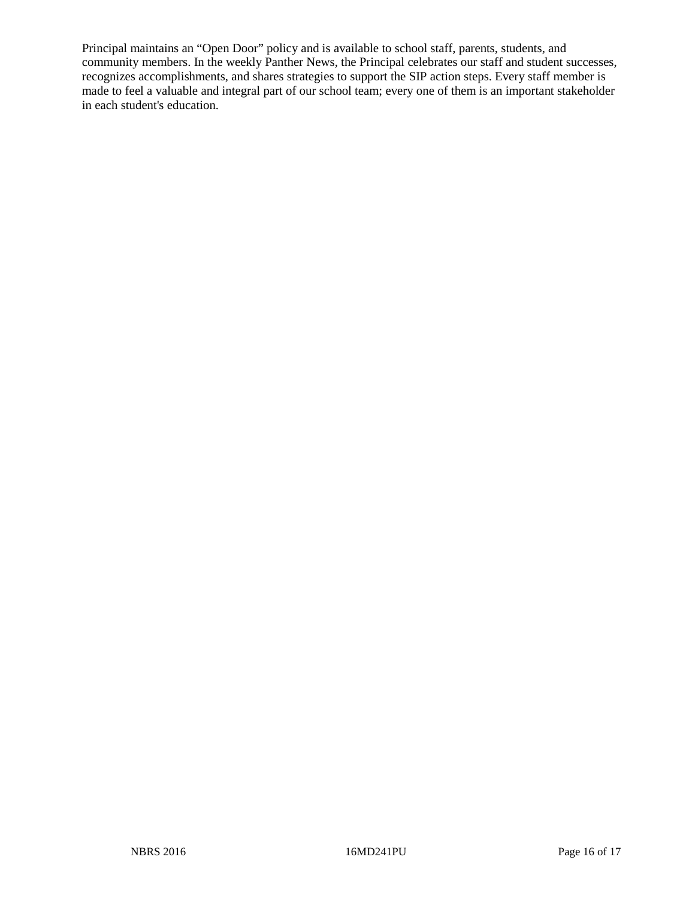Principal maintains an “Open Door” policy and is available to school staff, parents, students, and community members. In the weekly Panther News, the Principal celebrates our staff and student successes, recognizes accomplishments, and shares strategies to support the SIP action steps. Every staff member is made to feel a valuable and integral part of our school team; every one of them is an important stakeholder in each student's education.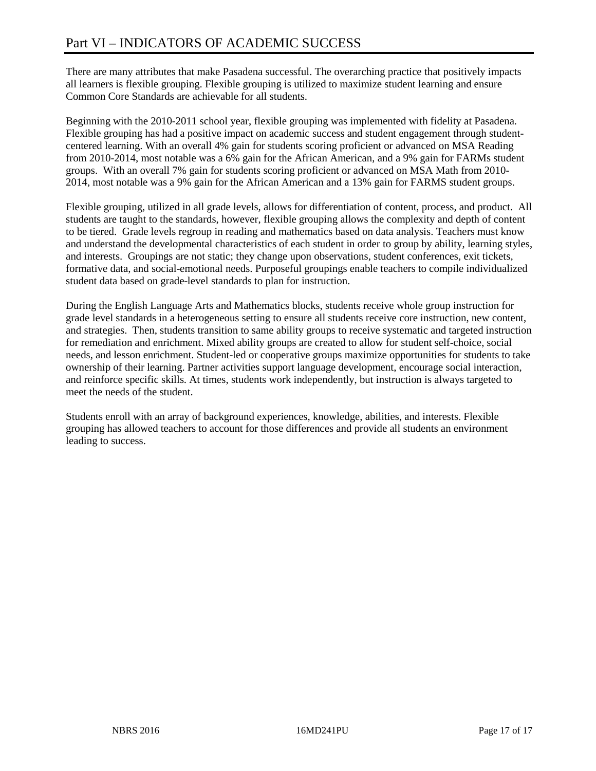# Part VI – INDICATORS OF ACADEMIC SUCCESS

There are many attributes that make Pasadena successful. The overarching practice that positively impacts all learners is flexible grouping. Flexible grouping is utilized to maximize student learning and ensure Common Core Standards are achievable for all students.

Beginning with the 2010-2011 school year, flexible grouping was implemented with fidelity at Pasadena. Flexible grouping has had a positive impact on academic success and student engagement through student-centered learning. With an overall 4% gain for students scoring proficient or advanced on MSA Reading from 2010-2014, most notable was a 6% gain for the African American, and a 9% gain for FARMs student groups. With an overall 7% gain for students scoring proficient or advanced on MSA Math from 2010-2014, most notable was a 9% gain for the African American and a 13% gain for FARMS student groups.

Flexible grouping, utilized in all grade levels, allows for differentiation of content, process, and product. All students are taught to the standards, however, flexible grouping allows the complexity and depth of content to be tiered. Grade levels regroup in reading and mathematics based on data analysis. Teachers must know and understand the developmental characteristics of each student in order to group by ability, learning styles, and interests. Groupings are not static; they change upon observations, student conferences, exit tickets, formative data, and social-emotional needs. Purposeful groupings enable teachers to compile individualized student data based on grade-level standards to plan for instruction.

During the English Language Arts and Mathematics blocks, students receive whole group instruction for grade level standards in a heterogeneous setting to ensure all students receive core instruction, new content, and strategies. Then, students transition to same ability groups to receive systematic and targeted instruction for remediation and enrichment. Mixed ability groups are created to allow for student self-choice, social needs, and lesson enrichment. Student-led or cooperative groups maximize opportunities for students to take ownership of their learning. Partner activities support language development, encourage social interaction, and reinforce specific skills. At times, students work independently, but instruction is always targeted to meet the needs of the student.

Students enroll with an array of background experiences, knowledge, abilities, and interests. Flexible grouping has allowed teachers to account for those differences and provide all students an environment leading to success.